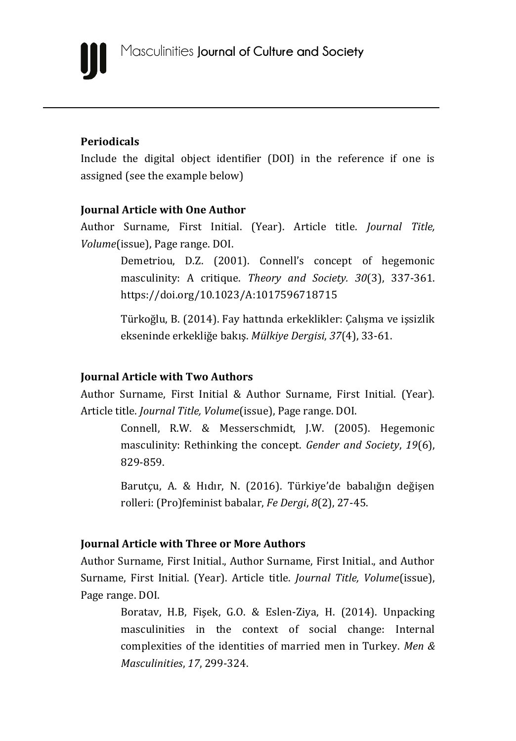**Periodicals**

Include the digital object identifier (DOI) in the reference if one is assigned (see the example below)

**Journal Article with One Author**

Author Surname, First Initial. (Year). Article title. *Journal Title, Volume*(issue), Page range. DOI.

> Demetriou, D.Z. (2001). Connell's concept of hegemonic masculinity: A critique. *Theory and Society. 30*(3), 337-361. https://doi.org/10.1023/A:1017596718715
>
> Türkoğlu, B. (2014). Fay hattında erkeklikler: Çalışma ve işsizlik ekseninde erkekliğe bakış. *Mülkiye Dergisi*, *37*(4), 33-61.

**Journal Article with Two Authors**

Author Surname, First Initial & Author Surname, First Initial. (Year). Article title. *Journal Title, Volume*(issue), Page range. DOI.

> Connell, R.W. & Messerschmidt, J.W. (2005). Hegemonic masculinity: Rethinking the concept. *Gender and Society*, *19*(6), 829-859.
>
> Barutçu, A. & Hıdır, N. (2016). Türkiye'de babalığın değişen rolleri: (Pro)feminist babalar, *Fe Dergi*, *8*(2), 27-45.

**Journal Article with Three or More Authors**

Author Surname, First Initial., Author Surname, First Initial., and Author Surname, First Initial. (Year). Article title. *Journal Title, Volume*(issue), Page range. DOI.

> Boratav, H.B, Fişek, G.O. & Eslen-Ziya, H. (2014). Unpacking masculinities in the context of social change: Internal complexities of the identities of married men in Turkey. *Men & Masculinities*, *17*, 299-324.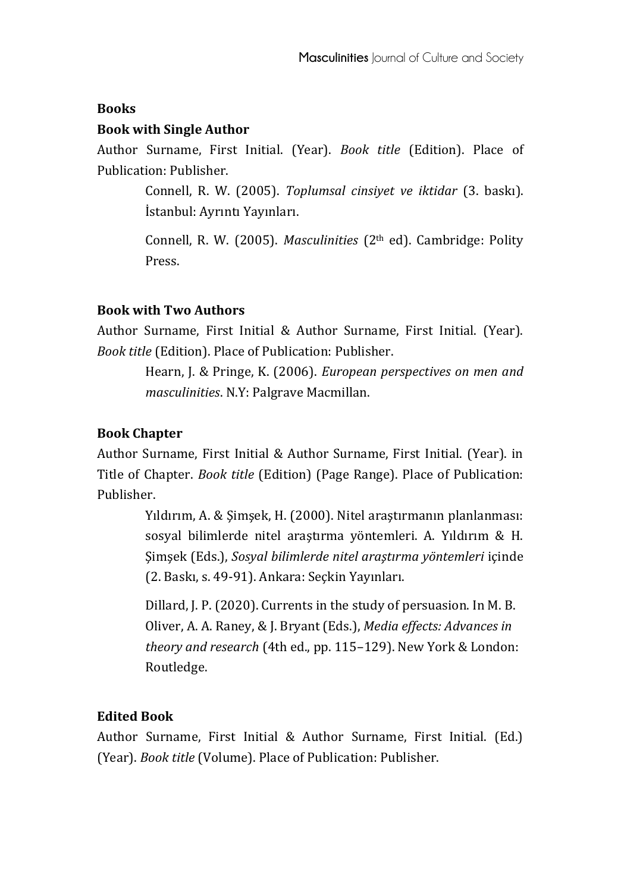**Books**

**Book with Single Author**

Author Surname, First Initial. (Year). *Book title* (Edition). Place of Publication: Publisher.

> Connell, R. W. (2005). *Toplumsal cinsiyet ve iktidar* (3. baskı). İstanbul: Ayrıntı Yayınları.
>
> Connell, R. W. (2005). *Masculinities* (2th ed). Cambridge: Polity Press.

**Book with Two Authors**

Author Surname, First Initial & Author Surname, First Initial. (Year). *Book title* (Edition). Place of Publication: Publisher.

> Hearn, J. & Pringe, K. (2006). *European perspectives on men and masculinities*. N.Y: Palgrave Macmillan.

**Book Chapter**

Author Surname, First Initial & Author Surname, First Initial. (Year). in Title of Chapter. *Book title* (Edition) (Page Range). Place of Publication: Publisher.

> Yıldırım, A. & Şimşek, H. (2000). Nitel araştırmanın planlanması: sosyal bilimlerde nitel araştırma yöntemleri. A. Yıldırım & H. Şimşek (Eds.), *Sosyal bilimlerde nitel araştırma yöntemleri* içinde (2. Baskı, s. 49-91). Ankara: Seçkin Yayınları.
>
> Dillard, J. P. (2020). Currents in the study of persuasion. In M. B. Oliver, A. A. Raney, & J. Bryant (Eds.), *Media effects: Advances in theory and research* (4th ed., pp. 115–129). New York & London: Routledge.

**Edited Book**

Author Surname, First Initial & Author Surname, First Initial. (Ed.) (Year). *Book title* (Volume). Place of Publication: Publisher.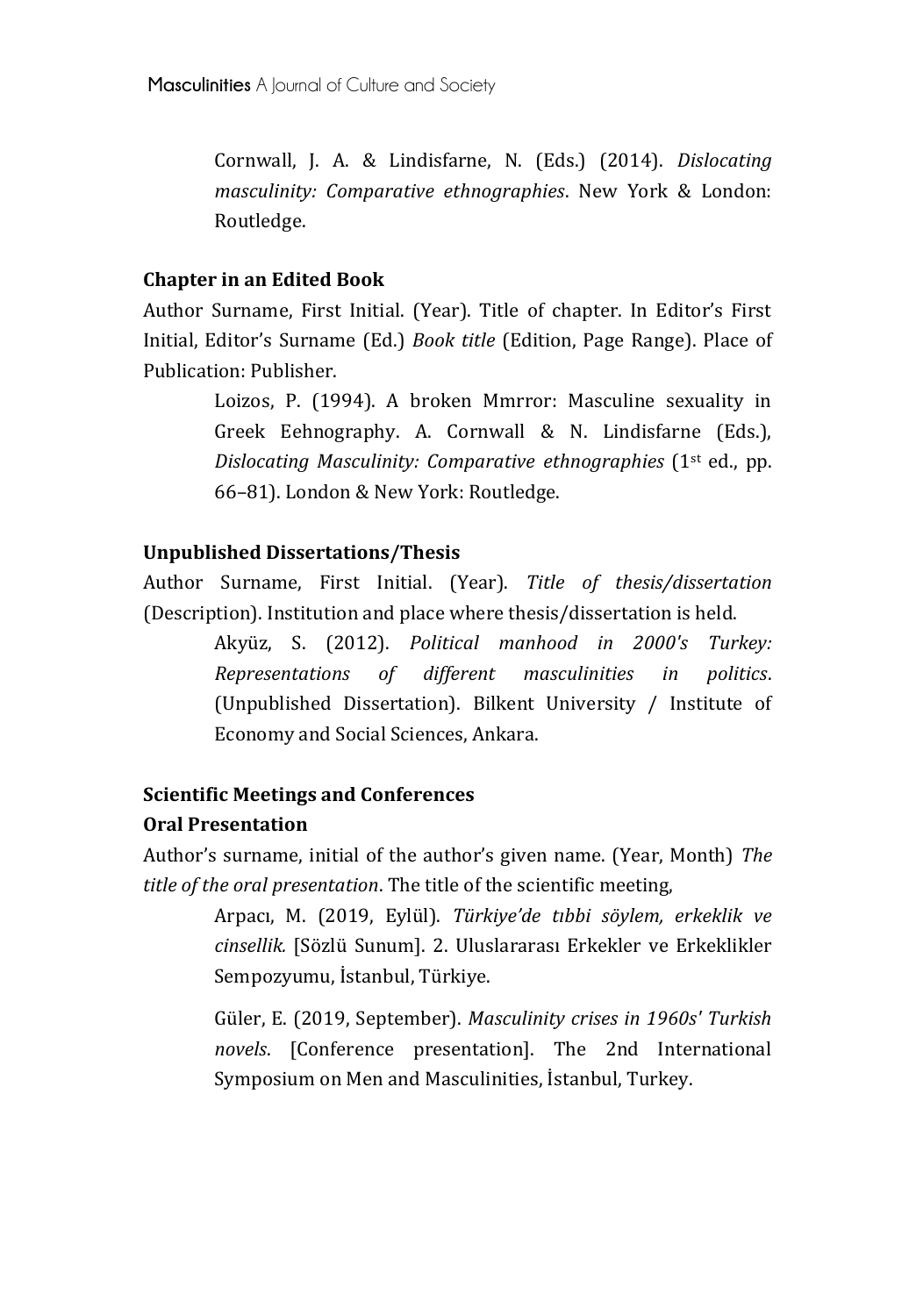Cornwall, J. A. & Lindisfarne, N. (Eds.) (2014). *Dislocating masculinity: Comparative ethnographies*. New York & London: Routledge.

### Chapter in an Edited Book

Author Surname, First Initial. (Year). Title of chapter. In Editor's First Initial, Editor's Surname (Ed.) *Book title* (Edition, Page Range). Place of Publication: Publisher.

Loizos, P. (1994). A broken Mmrror: Masculine sexuality in Greek Eehnography. A. Cornwall & N. Lindisfarne (Eds.), *Dislocating Masculinity: Comparative ethnographies* (1st ed., pp. 66–81). London & New York: Routledge.

### Unpublished Dissertations/Thesis

Author Surname, First Initial. (Year). *Title of thesis/dissertation* (Description). Institution and place where thesis/dissertation is held.

Akyüz, S. (2012). *Political manhood in 2000's Turkey: Representations of different masculinities in politics*. (Unpublished Dissertation). Bilkent University / Institute of Economy and Social Sciences, Ankara.

### Scientific Meetings and Conferences

#### Oral Presentation

Author's surname, initial of the author's given name. (Year, Month) *The title of the oral presentation*. The title of the scientific meeting,

Arpacı, M. (2019, Eylül). *Türkiye'de tıbbi söylem, erkeklik ve cinsellik.* [Sözlü Sunum]. 2. Uluslararası Erkekler ve Erkeklikler Sempozyumu, İstanbul, Türkiye.

Güler, E. (2019, September). *Masculinity crises in 1960s' Turkish novels*. [Conference presentation]. The 2nd International Symposium on Men and Masculinities, İstanbul, Turkey.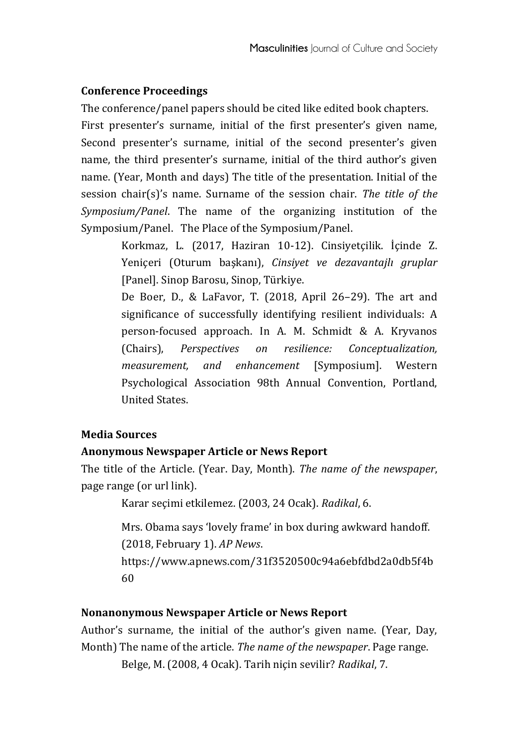**Conference Proceedings**

The conference/panel papers should be cited like edited book chapters. First presenter's surname, initial of the first presenter's given name, Second presenter's surname, initial of the second presenter's given name, the third presenter's surname, initial of the third author's given name. (Year, Month and days) The title of the presentation. Initial of the session chair(s)'s name. Surname of the session chair. *The title of the Symposium/Panel*. The name of the organizing institution of the Symposium/Panel. The Place of the Symposium/Panel.

> Korkmaz, L. (2017, Haziran 10-12). Cinsiyetçilik. İçinde Z. Yeniçeri (Oturum başkanı), *Cinsiyet ve dezavantajlı gruplar* [Panel]. Sinop Barosu, Sinop, Türkiye.
>
> De Boer, D., & LaFavor, T. (2018, April 26–29). The art and significance of successfully identifying resilient individuals: A person-focused approach. In A. M. Schmidt & A. Kryvanos (Chairs), *Perspectives on resilience: Conceptualization, measurement, and enhancement* [Symposium]. Western Psychological Association 98th Annual Convention, Portland, United States.

**Media Sources**

**Anonymous Newspaper Article or News Report**

The title of the Article. (Year. Day, Month). *The name of the newspaper*, page range (or url link).

> Karar seçimi etkilemez. (2003, 24 Ocak). *Radikal*, 6.
>
> Mrs. Obama says 'lovely frame' in box during awkward handoff. (2018, February 1). *AP News*. https://www.apnews.com/31f3520500c94a6ebfdbd2a0db5f4b60

**Nonanonymous Newspaper Article or News Report**

Author's surname, the initial of the author's given name. (Year, Day, Month) The name of the article. *The name of the newspaper*. Page range.

> Belge, M. (2008, 4 Ocak). Tarih niçin sevilir? *Radikal*, 7.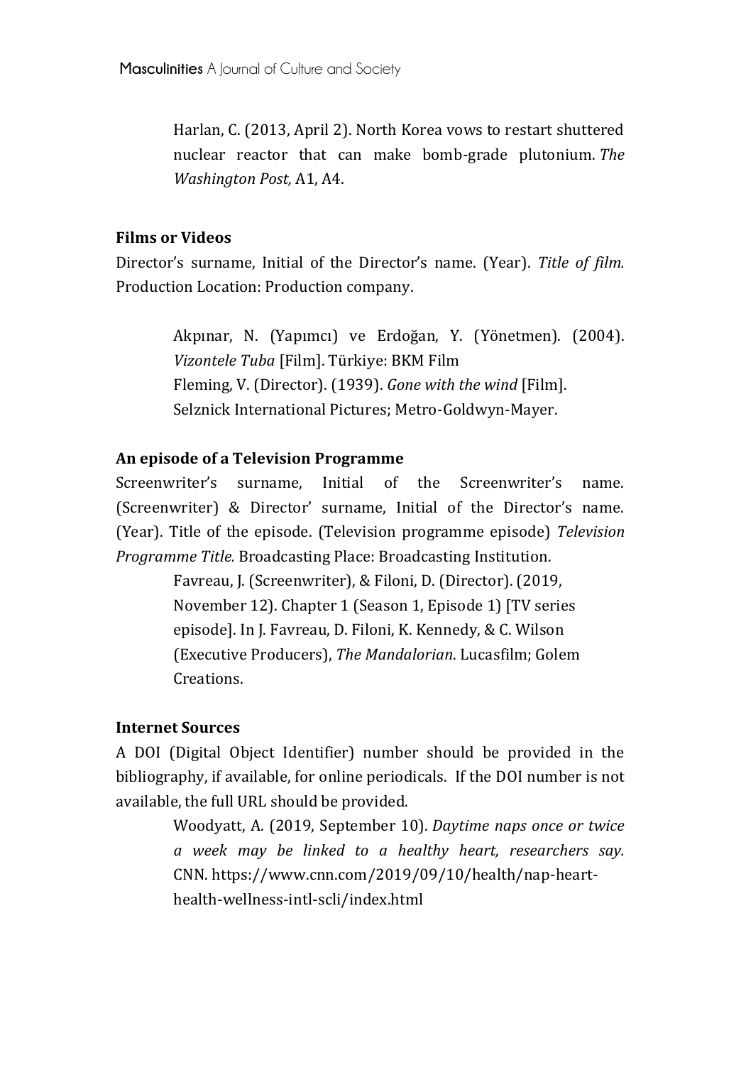Harlan, C. (2013, April 2). North Korea vows to restart shuttered nuclear reactor that can make bomb-grade plutonium. *The Washington Post,* A1, A4.

**Films or Videos**

Director's surname, Initial of the Director's name. (Year). *Title of film.* Production Location: Production company.

Akpınar, N. (Yapımcı) ve Erdoğan, Y. (Yönetmen). (2004). *Vizontele Tuba* [Film]. Türkiye: BKM Film

Fleming, V. (Director). (1939). *Gone with the wind* [Film]. Selznick International Pictures; Metro-Goldwyn-Mayer.

**An episode of a Television Programme**

Screenwriter's surname, Initial of the Screenwriter's name. (Screenwriter) & Director' surname, Initial of the Director's name. (Year). Title of the episode. (Television programme episode) *Television Programme Title.* Broadcasting Place: Broadcasting Institution.

Favreau, J. (Screenwriter), & Filoni, D. (Director). (2019, November 12). Chapter 1 (Season 1, Episode 1) [TV series episode]. In J. Favreau, D. Filoni, K. Kennedy, & C. Wilson (Executive Producers), *The Mandalorian*. Lucasfilm; Golem Creations.

**Internet Sources**

A DOI (Digital Object Identifier) number should be provided in the bibliography, if available, for online periodicals. If the DOI number is not available, the full URL should be provided.

Woodyatt, A. (2019, September 10). *Daytime naps once or twice a week may be linked to a healthy heart, researchers say.* CNN. https://www.cnn.com/2019/09/10/health/nap-heart-health-wellness-intl-scli/index.html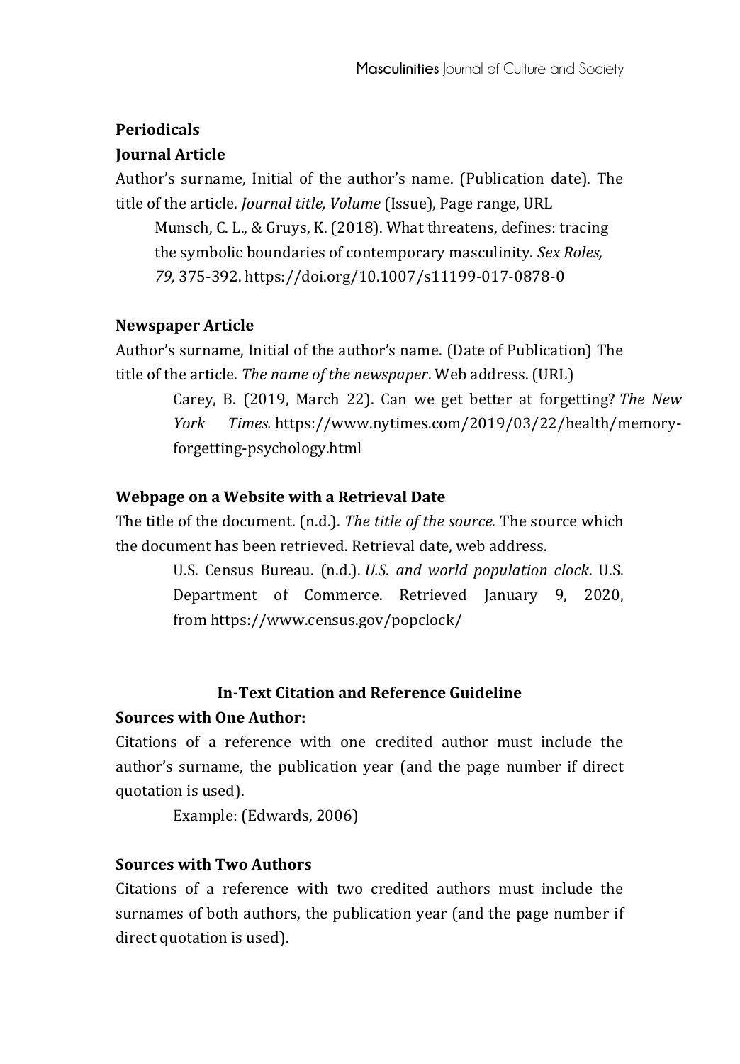**Periodicals**

**Journal Article**

Author's surname, Initial of the author's name. (Publication date). The title of the article. *Journal title, Volume* (Issue), Page range, URL

> Munsch, C. L., & Gruys, K. (2018). What threatens, defines: tracing the symbolic boundaries of contemporary masculinity. *Sex Roles, 79,* 375-392. https://doi.org/10.1007/s11199-017-0878-0

**Newspaper Article**

Author's surname, Initial of the author's name. (Date of Publication) The title of the article. *The name of the newspaper*. Web address. (URL)

> Carey, B. (2019, March 22). Can we get better at forgetting? *The New York Times.* https://www.nytimes.com/2019/03/22/health/memory-forgetting-psychology.html

**Webpage on a Website with a Retrieval Date**

The title of the document. (n.d.). *The title of the source.* The source which the document has been retrieved. Retrieval date, web address.

> U.S. Census Bureau. (n.d.). *U.S. and world population clock*. U.S. Department of Commerce. Retrieved January 9, 2020, from https://www.census.gov/popclock/

**In-Text Citation and Reference Guideline**

**Sources with One Author:**

Citations of a reference with one credited author must include the author's surname, the publication year (and the page number if direct quotation is used).

> Example: (Edwards, 2006)

**Sources with Two Authors**

Citations of a reference with two credited authors must include the surnames of both authors, the publication year (and the page number if direct quotation is used).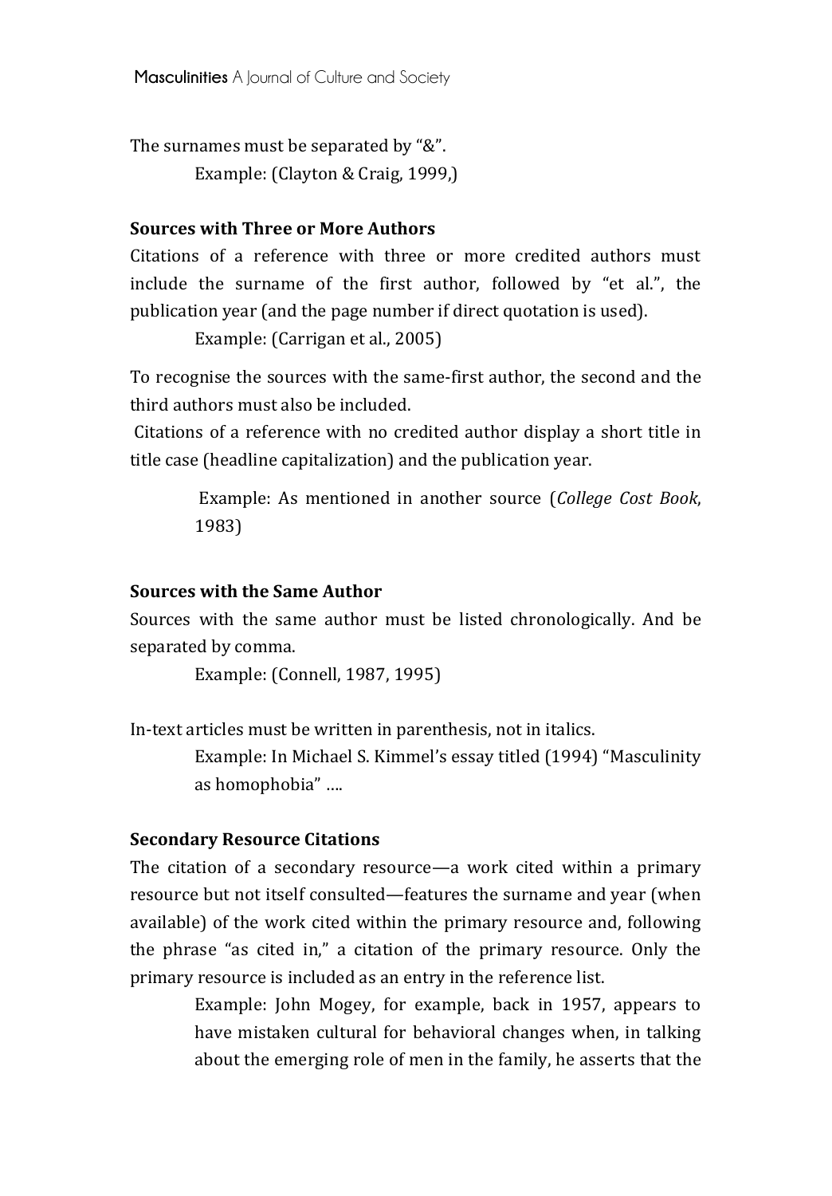The surnames must be separated by "&".

Example: (Clayton & Craig, 1999,)

### Sources with Three or More Authors

Citations of a reference with three or more credited authors must include the surname of the first author, followed by "et al.", the publication year (and the page number if direct quotation is used).

Example: (Carrigan et al., 2005)

To recognise the sources with the same-first author, the second and the third authors must also be included.

Citations of a reference with no credited author display a short title in title case (headline capitalization) and the publication year.

> Example: As mentioned in another source (*College Cost Book*, 1983)

### Sources with the Same Author

Sources with the same author must be listed chronologically. And be separated by comma.

Example: (Connell, 1987, 1995)

In-text articles must be written in parenthesis, not in italics.

> Example: In Michael S. Kimmel's essay titled (1994) "Masculinity as homophobia" ….

### Secondary Resource Citations

The citation of a secondary resource—a work cited within a primary resource but not itself consulted—features the surname and year (when available) of the work cited within the primary resource and, following the phrase "as cited in," a citation of the primary resource. Only the primary resource is included as an entry in the reference list.

> Example: John Mogey, for example, back in 1957, appears to have mistaken cultural for behavioral changes when, in talking about the emerging role of men in the family, he asserts that the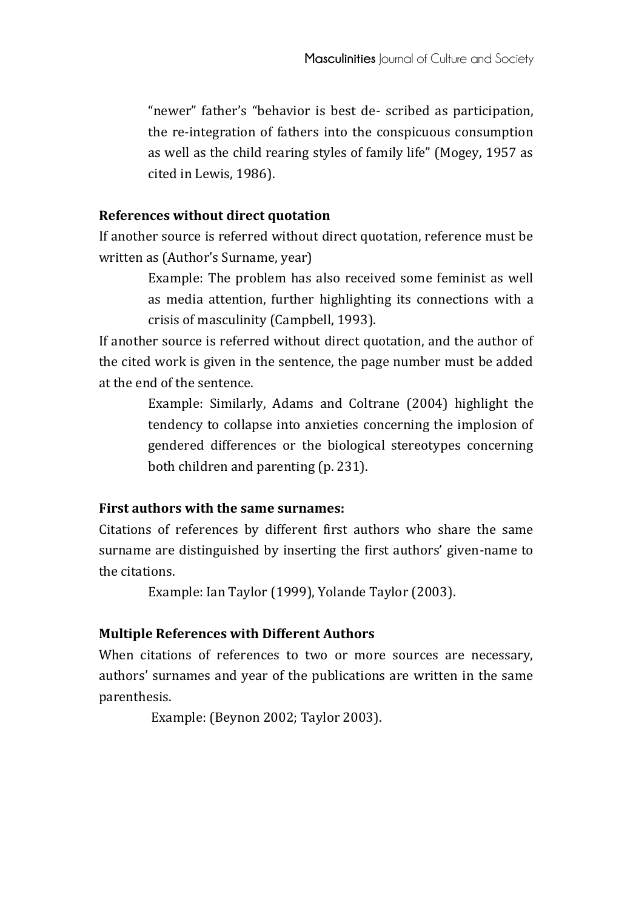"newer" father's "behavior is best de- scribed as participation, the re-integration of fathers into the conspicuous consumption as well as the child rearing styles of family life" (Mogey, 1957 as cited in Lewis, 1986).

**References without direct quotation**

If another source is referred without direct quotation, reference must be written as (Author's Surname, year)

> Example: The problem has also received some feminist as well as media attention, further highlighting its connections with a crisis of masculinity (Campbell, 1993).

If another source is referred without direct quotation, and the author of the cited work is given in the sentence, the page number must be added at the end of the sentence.

> Example: Similarly, Adams and Coltrane (2004) highlight the tendency to collapse into anxieties concerning the implosion of gendered differences or the biological stereotypes concerning both children and parenting (p. 231).

**First authors with the same surnames:**

Citations of references by different first authors who share the same surname are distinguished by inserting the first authors' given-name to the citations.

> Example: Ian Taylor (1999), Yolande Taylor (2003).

**Multiple References with Different Authors**

When citations of references to two or more sources are necessary, authors' surnames and year of the publications are written in the same parenthesis.

> Example: (Beynon 2002; Taylor 2003).